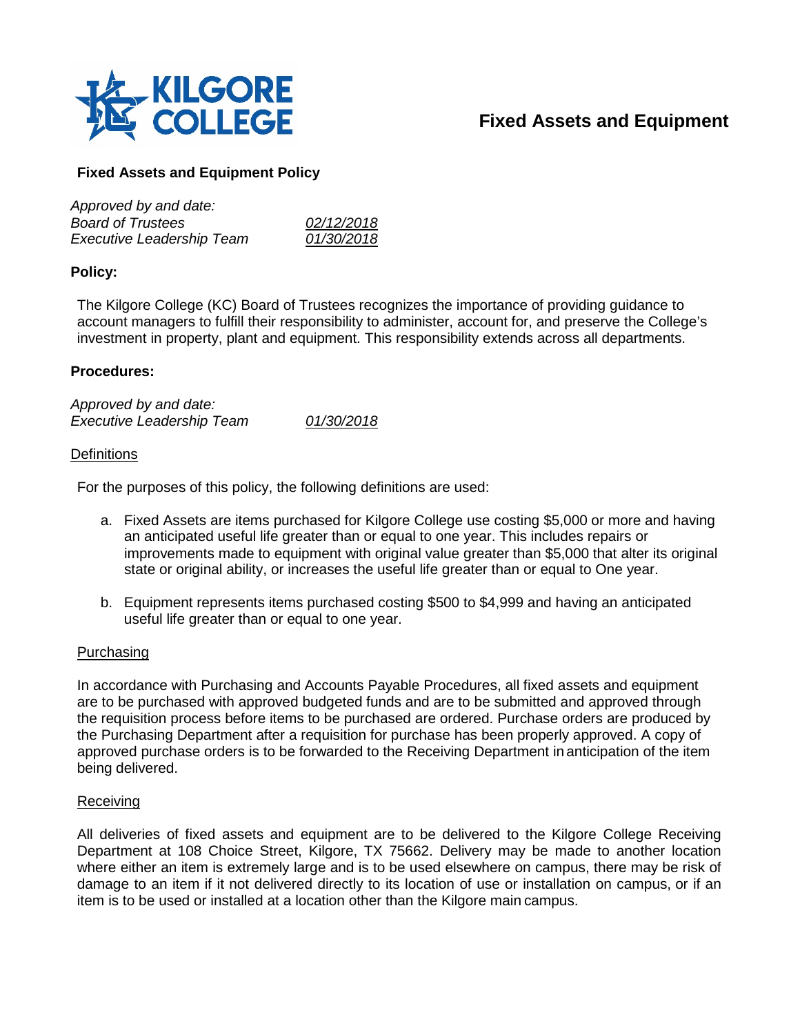# Fixed Assets and Equipment

## Fixed Assets and Equipment Policy

*Approved by and date:*
*Board of Trustees* *02/12/2018*
*Executive Leadership Team* *01/30/2018*

### Policy:

The Kilgore College (KC) Board of Trustees recognizes the importance of providing guidance to account managers to fulfill their responsibility to administer, account for, and preserve the College's investment in property, plant and equipment. This responsibility extends across all departments.

### Procedures:

*Approved by and date:*
*Executive Leadership Team* *01/30/2018*

#### Definitions

For the purposes of this policy, the following definitions are used:

a. Fixed Assets are items purchased for Kilgore College use costing $5,000 or more and having an anticipated useful life greater than or equal to one year. This includes repairs or improvements made to equipment with original value greater than $5,000 that alter its original state or original ability, or increases the useful life greater than or equal to One year.

b. Equipment represents items purchased costing $500 to $4,999 and having an anticipated useful life greater than or equal to one year.

#### Purchasing

In accordance with Purchasing and Accounts Payable Procedures, all fixed assets and equipment are to be purchased with approved budgeted funds and are to be submitted and approved through the requisition process before items to be purchased are ordered. Purchase orders are produced by the Purchasing Department after a requisition for purchase has been properly approved. A copy of approved purchase orders is to be forwarded to the Receiving Department in anticipation of the item being delivered.

#### Receiving

All deliveries of fixed assets and equipment are to be delivered to the Kilgore College Receiving Department at 108 Choice Street, Kilgore, TX 75662. Delivery may be made to another location where either an item is extremely large and is to be used elsewhere on campus, there may be risk of damage to an item if it not delivered directly to its location of use or installation on campus, or if an item is to be used or installed at a location other than the Kilgore main campus.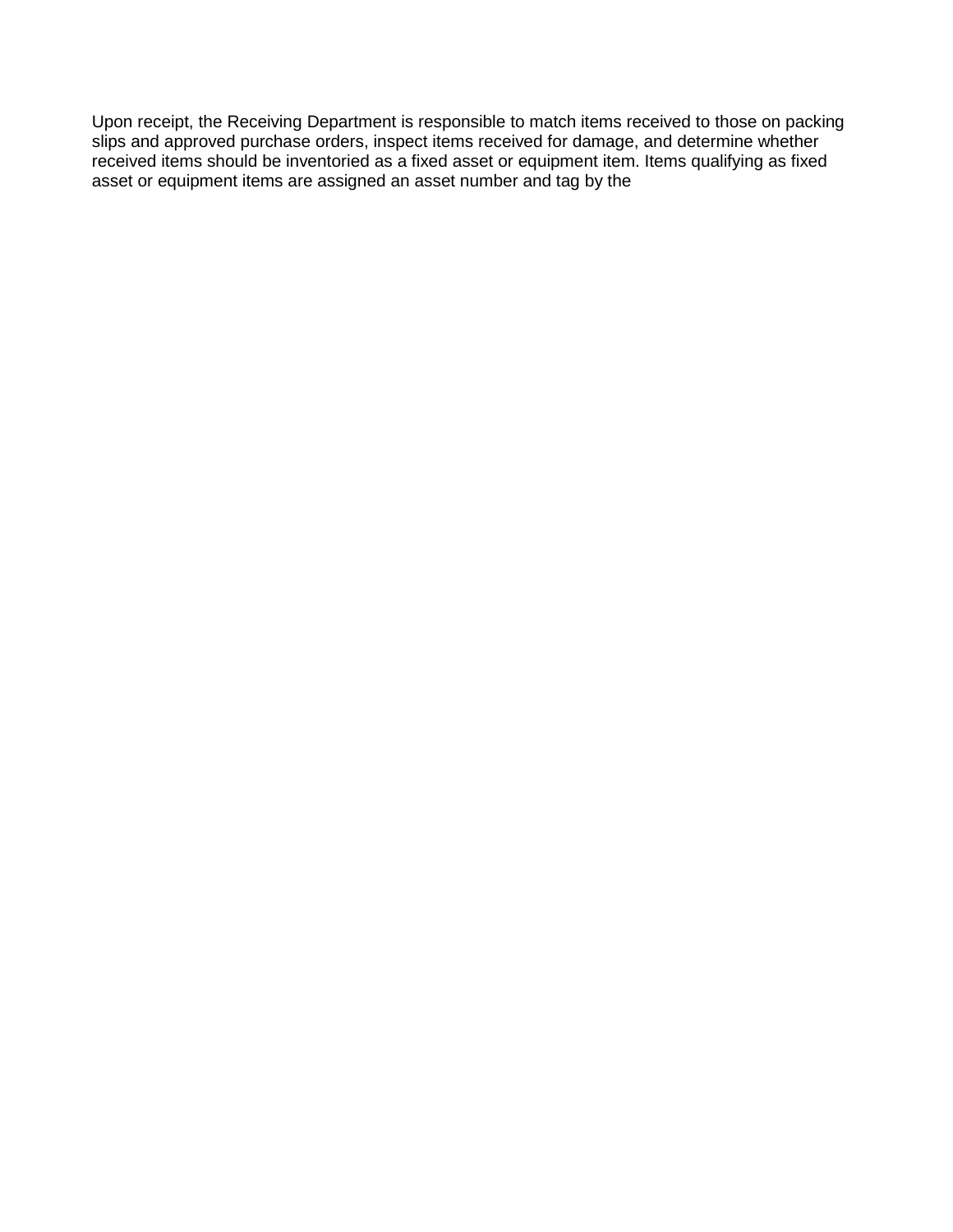Upon receipt, the Receiving Department is responsible to match items received to those on packing slips and approved purchase orders, inspect items received for damage, and determine whether received items should be inventoried as a fixed asset or equipment item. Items qualifying as fixed asset or equipment items are assigned an asset number and tag by the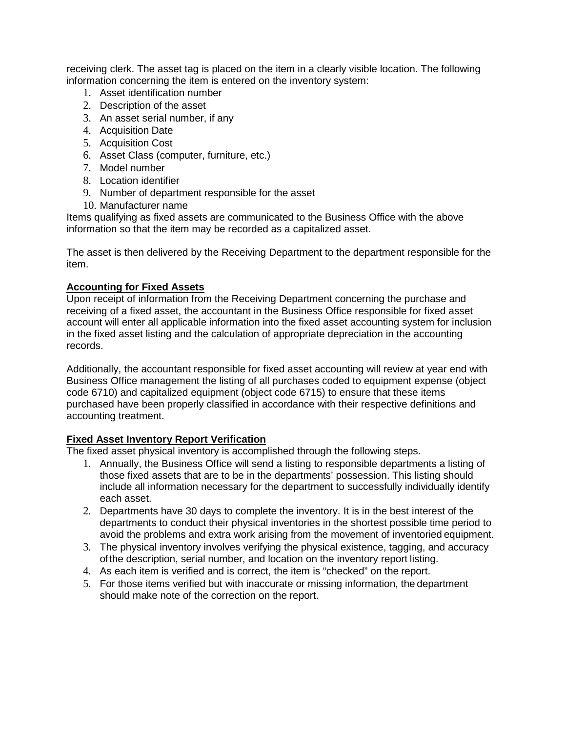receiving clerk. The asset tag is placed on the item in a clearly visible location. The following information concerning the item is entered on the inventory system:

1. Asset identification number
2. Description of the asset
3. An asset serial number, if any
4. Acquisition Date
5. Acquisition Cost
6. Asset Class (computer, furniture, etc.)
7. Model number
8. Location identifier
9. Number of department responsible for the asset
10. Manufacturer name

Items qualifying as fixed assets are communicated to the Business Office with the above information so that the item may be recorded as a capitalized asset.

The asset is then delivered by the Receiving Department to the department responsible for the item.

**Accounting for Fixed Assets**

Upon receipt of information from the Receiving Department concerning the purchase and receiving of a fixed asset, the accountant in the Business Office responsible for fixed asset account will enter all applicable information into the fixed asset accounting system for inclusion in the fixed asset listing and the calculation of appropriate depreciation in the accounting records.

Additionally, the accountant responsible for fixed asset accounting will review at year end with Business Office management the listing of all purchases coded to equipment expense (object code 6710) and capitalized equipment (object code 6715) to ensure that these items purchased have been properly classified in accordance with their respective definitions and accounting treatment.

**Fixed Asset Inventory Report Verification**

The fixed asset physical inventory is accomplished through the following steps.

1. Annually, the Business Office will send a listing to responsible departments a listing of those fixed assets that are to be in the departments' possession. This listing should include all information necessary for the department to successfully individually identify each asset.
2. Departments have 30 days to complete the inventory. It is in the best interest of the departments to conduct their physical inventories in the shortest possible time period to avoid the problems and extra work arising from the movement of inventoried equipment.
3. The physical inventory involves verifying the physical existence, tagging, and accuracy of the description, serial number, and location on the inventory report listing.
4. As each item is verified and is correct, the item is "checked" on the report.
5. For those items verified but with inaccurate or missing information, the department should make note of the correction on the report.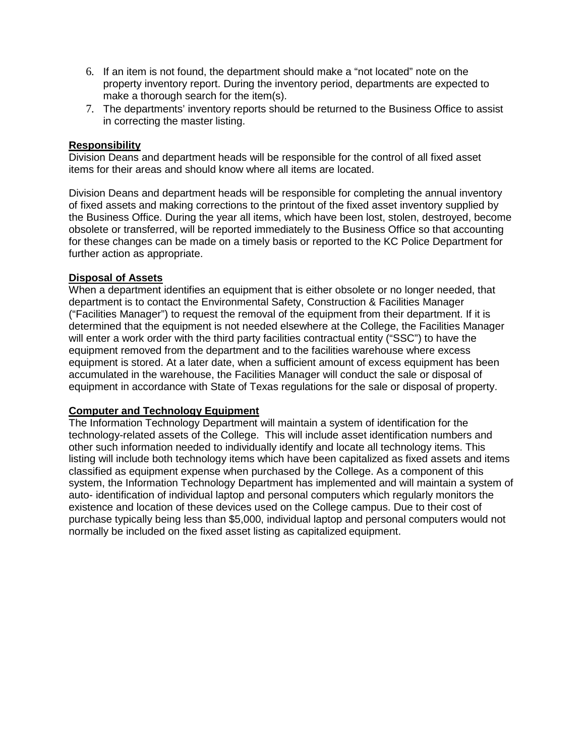6. If an item is not found, the department should make a “not located” note on the property inventory report. During the inventory period, departments are expected to make a thorough search for the item(s).
7. The departments’ inventory reports should be returned to the Business Office to assist in correcting the master listing.

**Responsibility**

Division Deans and department heads will be responsible for the control of all fixed asset items for their areas and should know where all items are located.

Division Deans and department heads will be responsible for completing the annual inventory of fixed assets and making corrections to the printout of the fixed asset inventory supplied by the Business Office. During the year all items, which have been lost, stolen, destroyed, become obsolete or transferred, will be reported immediately to the Business Office so that accounting for these changes can be made on a timely basis or reported to the KC Police Department for further action as appropriate.

**Disposal of Assets**

When a department identifies an equipment that is either obsolete or no longer needed, that department is to contact the Environmental Safety, Construction & Facilities Manager (“Facilities Manager”) to request the removal of the equipment from their department. If it is determined that the equipment is not needed elsewhere at the College, the Facilities Manager will enter a work order with the third party facilities contractual entity (“SSC”) to have the equipment removed from the department and to the facilities warehouse where excess equipment is stored. At a later date, when a sufficient amount of excess equipment has been accumulated in the warehouse, the Facilities Manager will conduct the sale or disposal of equipment in accordance with State of Texas regulations for the sale or disposal of property.

**Computer and Technology Equipment**

The Information Technology Department will maintain a system of identification for the technology-related assets of the College. This will include asset identification numbers and other such information needed to individually identify and locate all technology items. This listing will include both technology items which have been capitalized as fixed assets and items classified as equipment expense when purchased by the College. As a component of this system, the Information Technology Department has implemented and will maintain a system of auto- identification of individual laptop and personal computers which regularly monitors the existence and location of these devices used on the College campus. Due to their cost of purchase typically being less than $5,000, individual laptop and personal computers would not normally be included on the fixed asset listing as capitalized equipment.